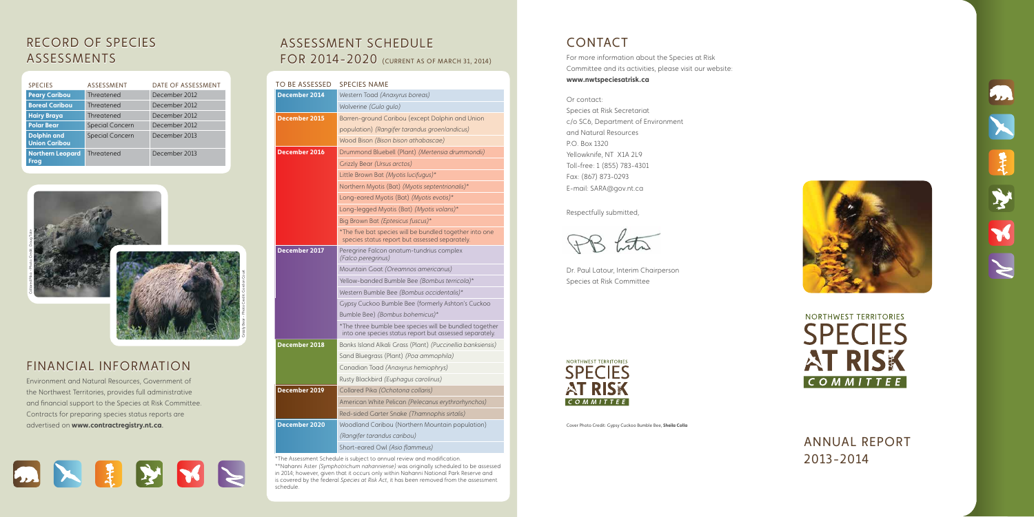## RECORD OF SPECIES ASSESSMENTS

| SPECIES | ASSESSMENT | DATE OF ASSESSMENT |
|---|---|---|
| **Peary Caribou** | Threatened | December 2012 |
| **Boreal Caribou** | Threatened | December 2012 |
| **Hairy Braya** | Threatened | December 2012 |
| **Polar Bear** | Special Concern | December 2012 |
| **Dolphin and Union Caribou** | Special Concern | December 2013 |
| **Northern Leopard Frog** | Threatened | December 2013 |

Collared Pika – Photo Credit: Doug Tate

Grizzly Bear – Photo Credit: Gordon Court

## FINANCIAL INFORMATION

Environment and Natural Resources, Government of the Northwest Territories, provides full administrative and financial support to the Species at Risk Committee. Contracts for preparing species status reports are advertised on **www.contractregistry.nt.ca**.

## ASSESSMENT SCHEDULE FOR 2014-2020 (CURRENT AS OF MARCH 31, 2014)

| TO BE ASSESSED | SPECIES NAME |
|---|---|
| **December 2014** | Western Toad *(Anaxyrus boreas)* |
| | Wolverine *(Gulo gulo)* |
| **December 2015** | Barren-ground Caribou (except Dolphin and Union population) *(Rangifer tarandus groenlandicus)* |
| | Wood Bison *(Bison bison athabascae)* |
| **December 2016** | Drummond Bluebell (Plant) *(Mertensia drummondii)* |
| | Grizzly Bear *(Ursus arctos)* |
| | Little Brown Bat *(Myotis lucifugus)** |
| | Northern Myotis (Bat) *(Myotis septentrionalis)** |
| | Long-eared Myotis (Bat) *(Myotis evotis)** |
| | Long-legged Myotis (Bat) *(Myotis volans)** |
| | Big Brown Bat *(Eptesicus fuscus)** |
| | *The five bat species will be bundled together into one species status report but assessed separately. |
| **December 2017** | Peregrine Falcon anatum-tundrius complex *(Falco peregrinus)* |
| | Mountain Goat *(Oreamnos americanus)* |
| | Yellow-banded Bumble Bee *(Bombus terricola)** |
| | Western Bumble Bee *(Bombus occidentalis)** |
| | Gypsy Cuckoo Bumble Bee (formerly Ashton's Cuckoo Bumble Bee) *(Bombus bohemicus)** |
| | *The three bumble bee species will be bundled together into one species status report but assessed separately. |
| **December 2018** | Banks Island Alkali Grass (Plant) *(Puccinellia banksiensis)* |
| | Sand Bluegrass (Plant) *(Poa ammophila)* |
| | Canadian Toad *(Anaxyrus hemiophrys)* |
| | Rusty Blackbird *(Euphagus carolinus)* |
| **December 2019** | Collared Pika *(Ochotona collaris)* |
| | American White Pelican *(Pelecanus erythrorhynchos)* |
| | Red-sided Garter Snake *(Thamnophis sirtalis)* |
| **December 2020** | Woodland Caribou (Northern Mountain population) *(Rangifer tarandus caribou)* |
| | Short-eared Owl *(Asio flammeus)* |

*The Assessment Schedule is subject to annual review and modification.

**Nahanni Aster *(Symphotrichum nahanniense)* was originally scheduled to be assessed in 2014; however, given that it occurs only within Nahanni National Park Reserve and is covered by the federal *Species at Risk Act*, it has been removed from the assessment schedule.

## CONTACT

For more information about the Species at Risk Committee and its activities, please visit our website: **www.nwtspeciesatrisk.ca**

Or contact:
Species at Risk Secretariat
c/o SC6, Department of Environment and Natural Resources
P.O. Box 1320
Yellowknife, NT X1A 2L9
Toll-free: 1 (855) 783-4301
Fax: (867) 873-0293
E-mail: SARA@gov.nt.ca

Respectfully submitted,

Dr. Paul Latour, Interim Chairperson
Species at Risk Committee

NORTHWEST TERRITORIES SPECIES AT RISK COMMITTEE

Cover Photo Credit: Gypsy Cuckoo Bumble Bee, **Sheila Colla**

# NORTHWEST TERRITORIES SPECIES AT RISK COMMITTEE

## ANNUAL REPORT 2013-2014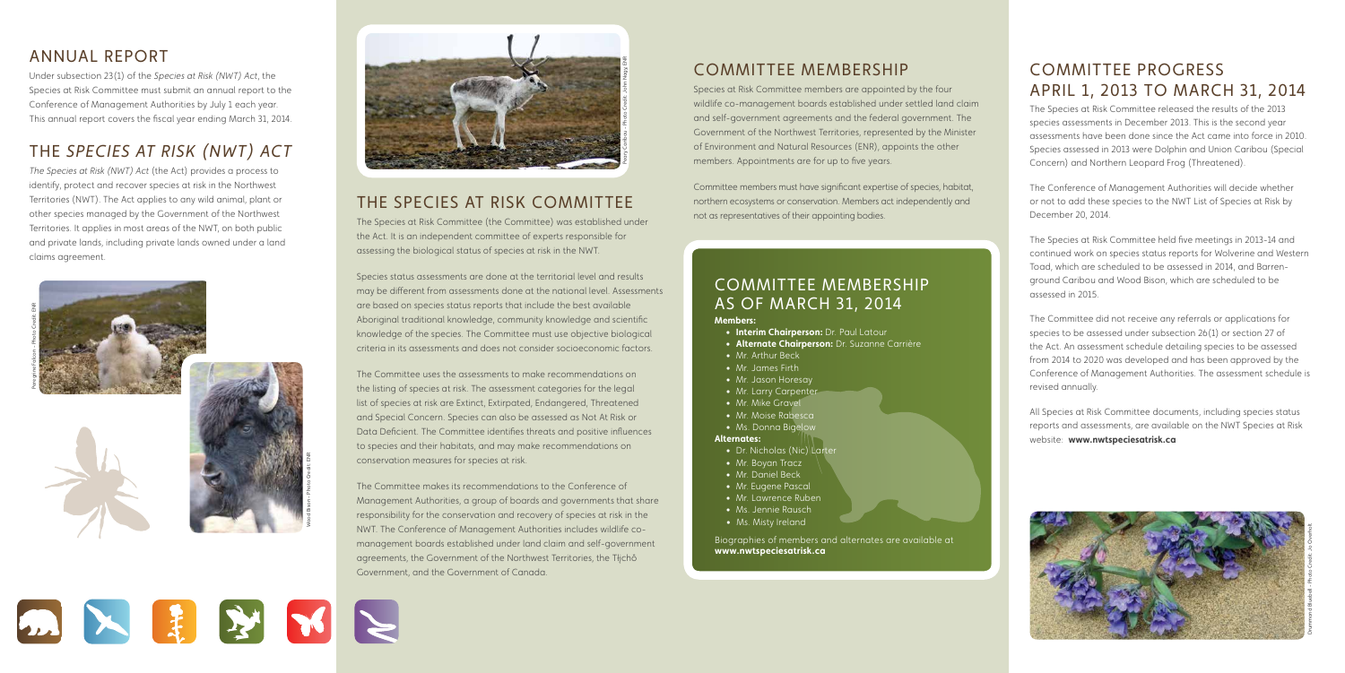## ANNUAL REPORT

Under subsection 23(1) of the *Species at Risk (NWT) Act*, the Species at Risk Committee must submit an annual report to the Conference of Management Authorities by July 1 each year. This annual report covers the fiscal year ending March 31, 2014.

## THE *SPECIES AT RISK (NWT) ACT*

*The Species at Risk (NWT) Act* (the Act) provides a process to identify, protect and recover species at risk in the Northwest Territories (NWT). The Act applies to any wild animal, plant or other species managed by the Government of the Northwest Territories. It applies in most areas of the NWT, on both public and private lands, including private lands owned under a land claims agreement.

Peregrine Falcon - Photo Credit: ENR

Wood Bison - Photo Credit: ENR

Peary Caribou - Photo Credit: John Nagy, ENR

## THE SPECIES AT RISK COMMITTEE

The Species at Risk Committee (the Committee) was established under the Act. It is an independent committee of experts responsible for assessing the biological status of species at risk in the NWT.

Species status assessments are done at the territorial level and results may be different from assessments done at the national level. Assessments are based on species status reports that include the best available Aboriginal traditional knowledge, community knowledge and scientific knowledge of the species. The Committee must use objective biological criteria in its assessments and does not consider socioeconomic factors.

The Committee uses the assessments to make recommendations on the listing of species at risk. The assessment categories for the legal list of species at risk are Extinct, Extirpated, Endangered, Threatened and Special Concern. Species can also be assessed as Not At Risk or Data Deficient. The Committee identifies threats and positive influences to species and their habitats, and may make recommendations on conservation measures for species at risk.

The Committee makes its recommendations to the Conference of Management Authorities, a group of boards and governments that share responsibility for the conservation and recovery of species at risk in the NWT. The Conference of Management Authorities includes wildlife co-management boards established under land claim and self-government agreements, the Government of the Northwest Territories, the Tłįchǫ Government, and the Government of Canada.

## COMMITTEE MEMBERSHIP

Species at Risk Committee members are appointed by the four wildlife co-management boards established under settled land claim and self-government agreements and the federal government. The Government of the Northwest Territories, represented by the Minister of Environment and Natural Resources (ENR), appoints the other members. Appointments are for up to five years.

Committee members must have significant expertise of species, habitat, northern ecosystems or conservation. Members act independently and not as representatives of their appointing bodies.

## COMMITTEE MEMBERSHIP AS OF MARCH 31, 2014

**Members:**

- **Interim Chairperson:** Dr. Paul Latour
- **Alternate Chairperson:** Dr. Suzanne Carrière
- Mr. Arthur Beck
- Mr. James Firth
- Mr. Jason Horesay
- Mr. Larry Carpenter
- Mr. Mike Gravel
- Mr. Moise Rabesca
- Ms. Donna Bigelow

**Alternates:**

- Dr. Nicholas (Nic) Larter
- Mr. Boyan Tracz
- Mr. Daniel Beck
- Mr. Eugene Pascal
- Mr. Lawrence Ruben
- Ms. Jennie Rausch
- Ms. Misty Ireland

Biographies of members and alternates are available at **www.nwtspeciesatrisk.ca**

## COMMITTEE PROGRESS APRIL 1, 2013 TO MARCH 31, 2014

The Species at Risk Committee released the results of the 2013 species assessments in December 2013. This is the second year assessments have been done since the Act came into force in 2010. Species assessed in 2013 were Dolphin and Union Caribou (Special Concern) and Northern Leopard Frog (Threatened).

The Conference of Management Authorities will decide whether or not to add these species to the NWT List of Species at Risk by December 20, 2014.

The Species at Risk Committee held five meetings in 2013-14 and continued work on species status reports for Wolverine and Western Toad, which are scheduled to be assessed in 2014, and Barren-ground Caribou and Wood Bison, which are scheduled to be assessed in 2015.

The Committee did not receive any referrals or applications for species to be assessed under subsection 26(1) or section 27 of the Act. An assessment schedule detailing species to be assessed from 2014 to 2020 was developed and has been approved by the Conference of Management Authorities. The assessment schedule is revised annually.

All Species at Risk Committee documents, including species status reports and assessments, are available on the NWT Species at Risk website: **www.nwtspeciesatrisk.ca**

Drummond Bluebell - Photo Credit: Jo Overholt